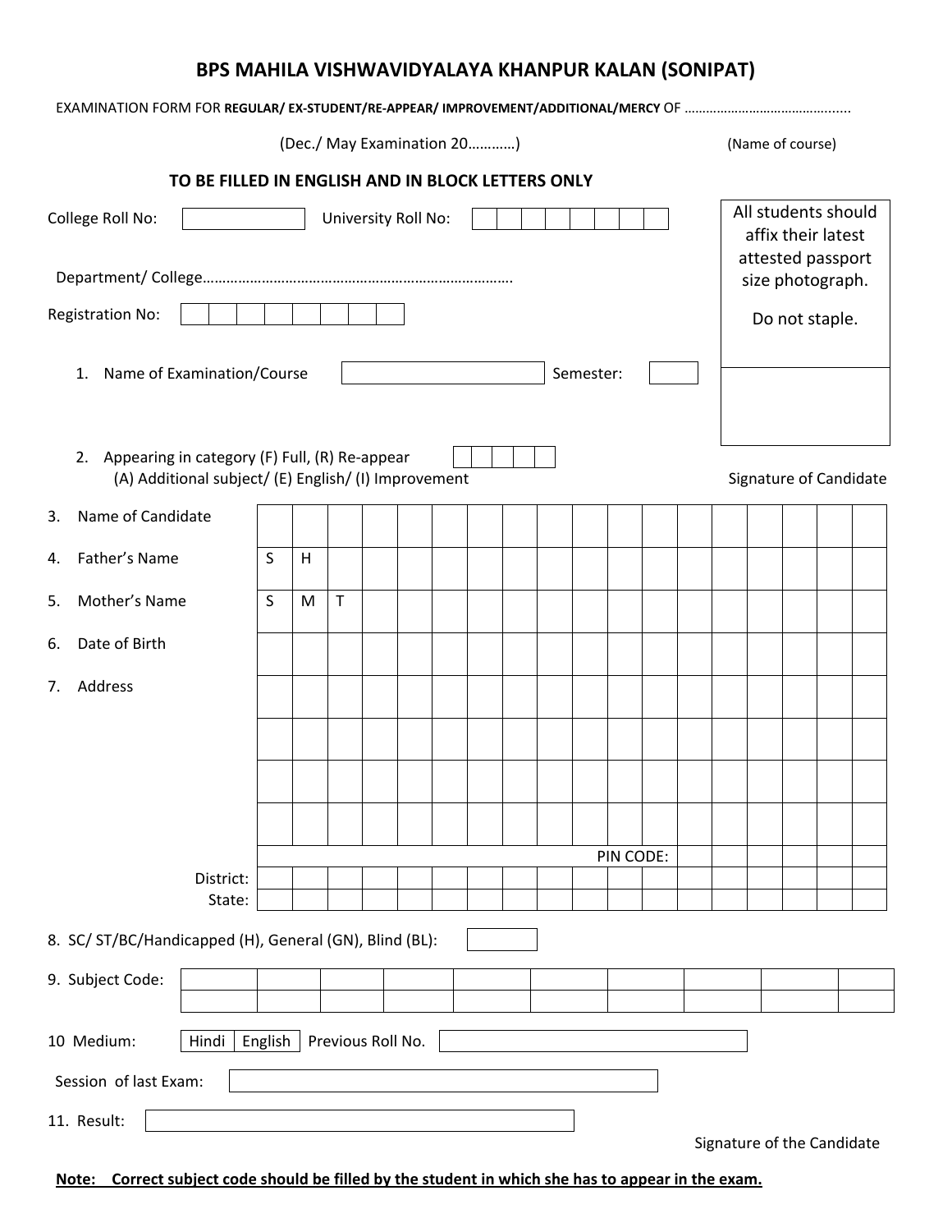# BPS MAHILA VISHWAVIDYALAYA KHANPUR KALAN (SONIPAT)

EXAMINATION FORM FOR **REGULAR/ EX-STUDENT/RE-APPEAR/ IMPROVEMENT/ADDITIONAL/MERCY** OF ………………………………….....

(Dec./ May Examination 20…………) (Name of course)

**TO BE FILLED IN ENGLISH AND IN BLOCK LETTERS ONLY**

College Roll No: ____________ University Roll No: ____________

All students should affix their latest attested passport size photograph.

Do not staple.

Department/ College…………………………………………………………………….

Registration No: ____________

1. Name of Examination/Course ____________ Semester: ______

2. Appearing in category (F) Full, (R) Re-appear (A) Additional subject/ (E) English/ (I) Improvement ______

Signature of Candidate

3. Name of Candidate

| | | | | | | | | | | | | | | | | | |
|---|---|---|---|---|---|---|---|---|---|---|---|---|---|---|---|---|---|
| | | | | | | | | | | | | | | | | | |

4. Father's Name

| | | | | | | | | | | | | | | | | | |
|---|---|---|---|---|---|---|---|---|---|---|---|---|---|---|---|---|---|
| S | H | | | | | | | | | | | | | | | | |

5. Mother's Name

| | | | | | | | | | | | | | | | | | |
|---|---|---|---|---|---|---|---|---|---|---|---|---|---|---|---|---|---|
| S | M | T | | | | | | | | | | | | | | | |

6. Date of Birth

7. Address

PIN CODE:

District:

State:

8. SC/ ST/BC/Handicapped (H), General (GN), Blind (BL): ______

9. Subject Code:

| | | | | | | | | | |
|---|---|---|---|---|---|---|---|---|---|
| | | | | | | | | | |
| | | | | | | | | | |

10 Medium: Hindi | English Previous Roll No. ____________

Session of last Exam: ____________

11. Result: ____________

Signature of the Candidate

**Note: Correct subject code should be filled by the student in which she has to appear in the exam.**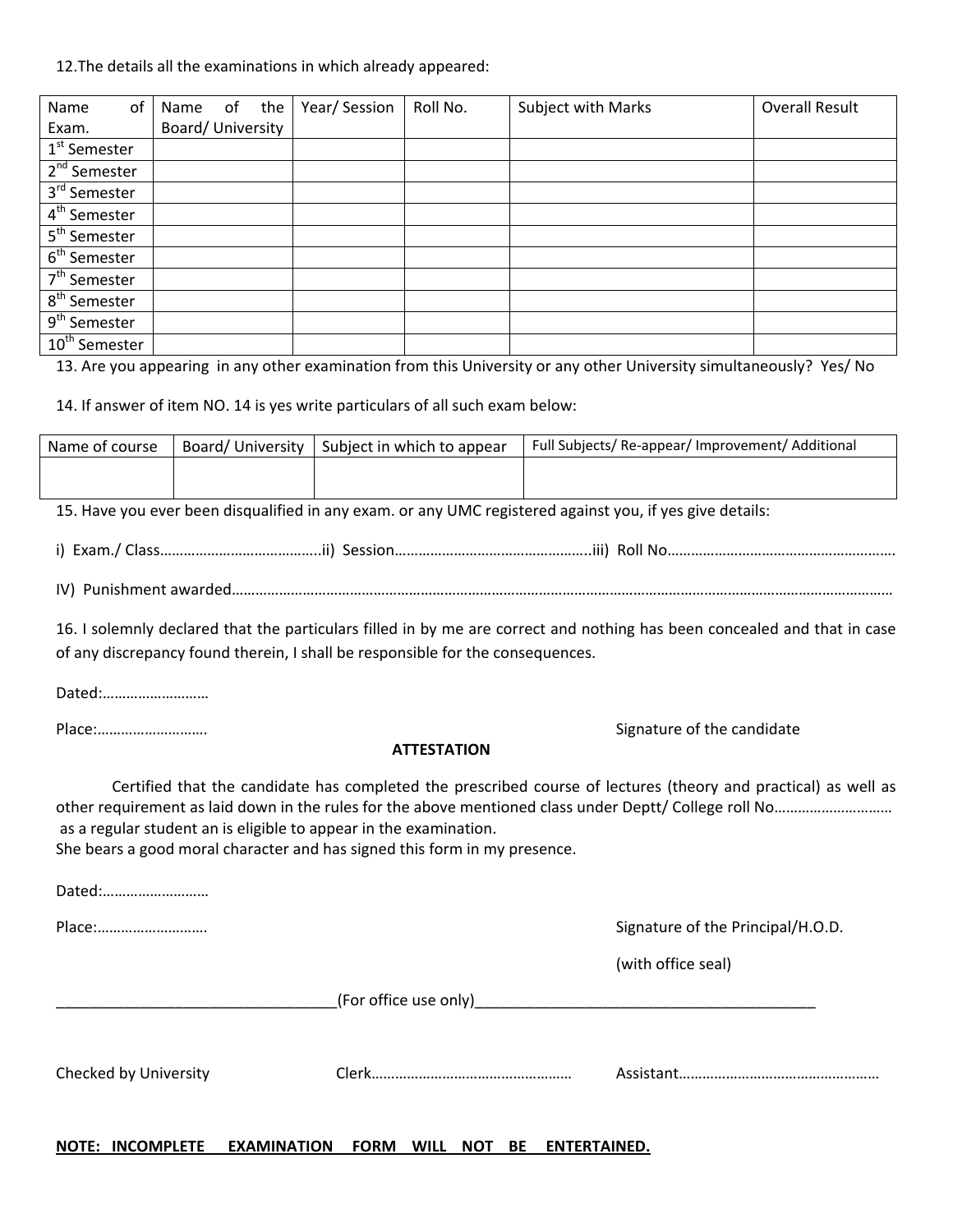12.The details all the examinations in which already appeared:

| Name of Exam. | Name of the Board/ University | Year/ Session | Roll No. | Subject with Marks | Overall Result |
|---|---|---|---|---|---|
| 1st Semester | | | | | |
| 2nd Semester | | | | | |
| 3rd Semester | | | | | |
| 4th Semester | | | | | |
| 5th Semester | | | | | |
| 6th Semester | | | | | |
| 7th Semester | | | | | |
| 8th Semester | | | | | |
| 9th Semester | | | | | |
| 10th Semester | | | | | |

13. Are you appearing in any other examination from this University or any other University simultaneously? Yes/ No

14. If answer of item NO. 14 is yes write particulars of all such exam below:

| Name of course | Board/ University | Subject in which to appear | Full Subjects/ Re-appear/ Improvement/ Additional |
|---|---|---|---|
| | | | |

15. Have you ever been disqualified in any exam. or any UMC registered against you, if yes give details:

i) Exam./ Class………………………………….ii) Session…………………………………………..iii) Roll No…………………………………………………

IV) Punishment awarded………………………………………………………………………………………………………………………………………………

16. I solemnly declared that the particulars filled in by me are correct and nothing has been concealed and that in case of any discrepancy found therein, I shall be responsible for the consequences.

Dated:………………………

Place:……………………….

Signature of the candidate

**ATTESTATION**

Certified that the candidate has completed the prescribed course of lectures (theory and practical) as well as other requirement as laid down in the rules for the above mentioned class under Deptt/ College roll No………………………… as a regular student an is eligible to appear in the examination.
She bears a good moral character and has signed this form in my presence.

Dated:………………………

Place:……………………….

Signature of the Principal/H.O.D.

(with office seal)

_________________________________(For office use only)_________________________________________

Checked by University Clerk…………………………………………… Assistant……………………………………………

**NOTE: INCOMPLETE EXAMINATION FORM WILL NOT BE ENTERTAINED.**